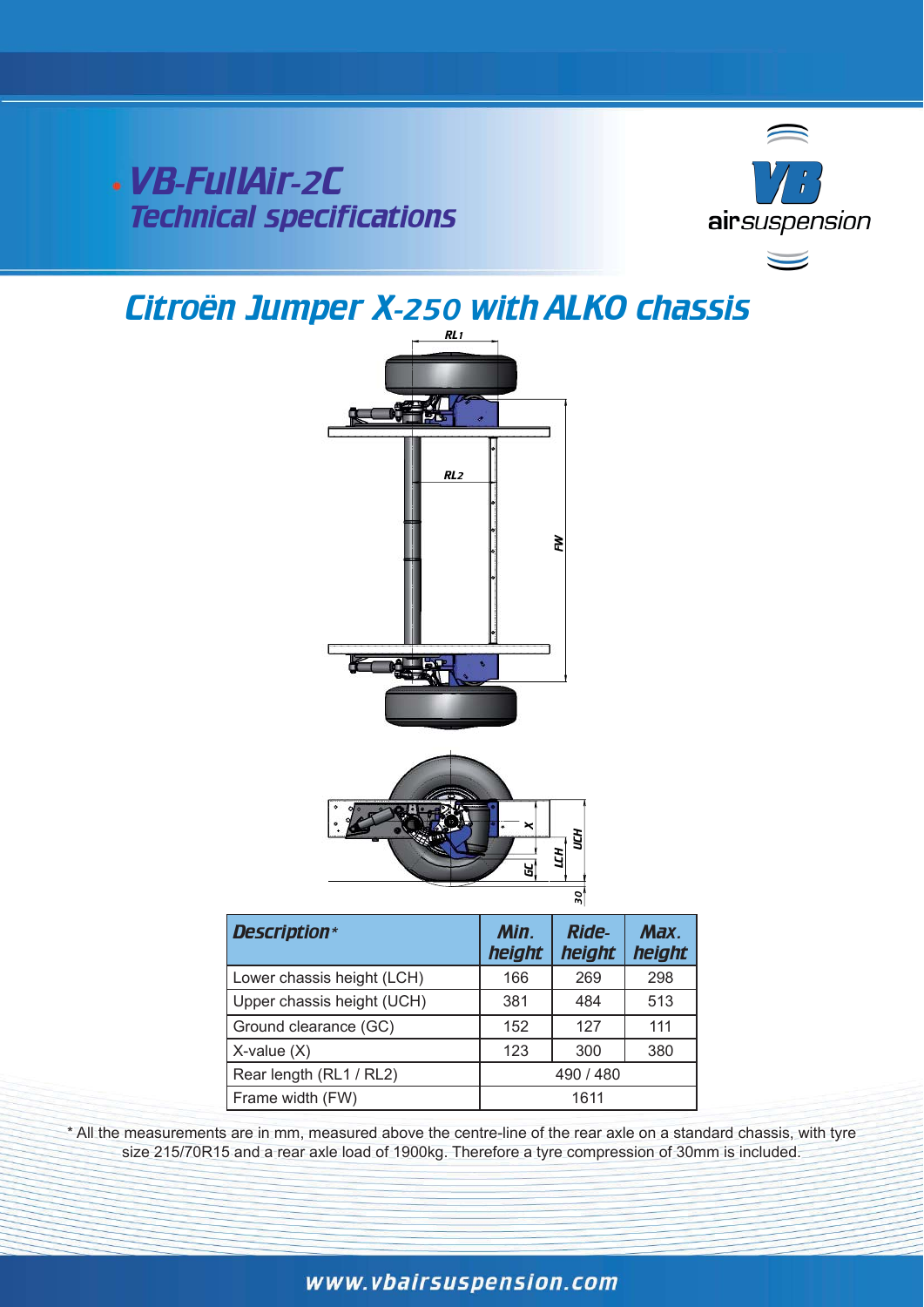# VB-FullAir-2C

## Technical specifications

## Citroën Jumper X-250 with ALKO chassis

| *Description** | Min. height | Ride-height | Max. height |
|---|---|---|---|
| Lower chassis height (LCH) | 166 | 269 | 298 |
| Upper chassis height (UCH) | 381 | 484 | 513 |
| Ground clearance (GC) | 152 | 127 | 111 |
| X-value (X) | 123 | 300 | 380 |
| Rear length (RL1 / RL2) | 490 / 480 | | |
| Frame width (FW) | 1611 | | |

* All the measurements are in mm, measured above the centre-line of the rear axle on a standard chassis, with tyre size 215/70R15 and a rear axle load of 1900kg. Therefore a tyre compression of 30mm is included.

www.vbairsuspension.com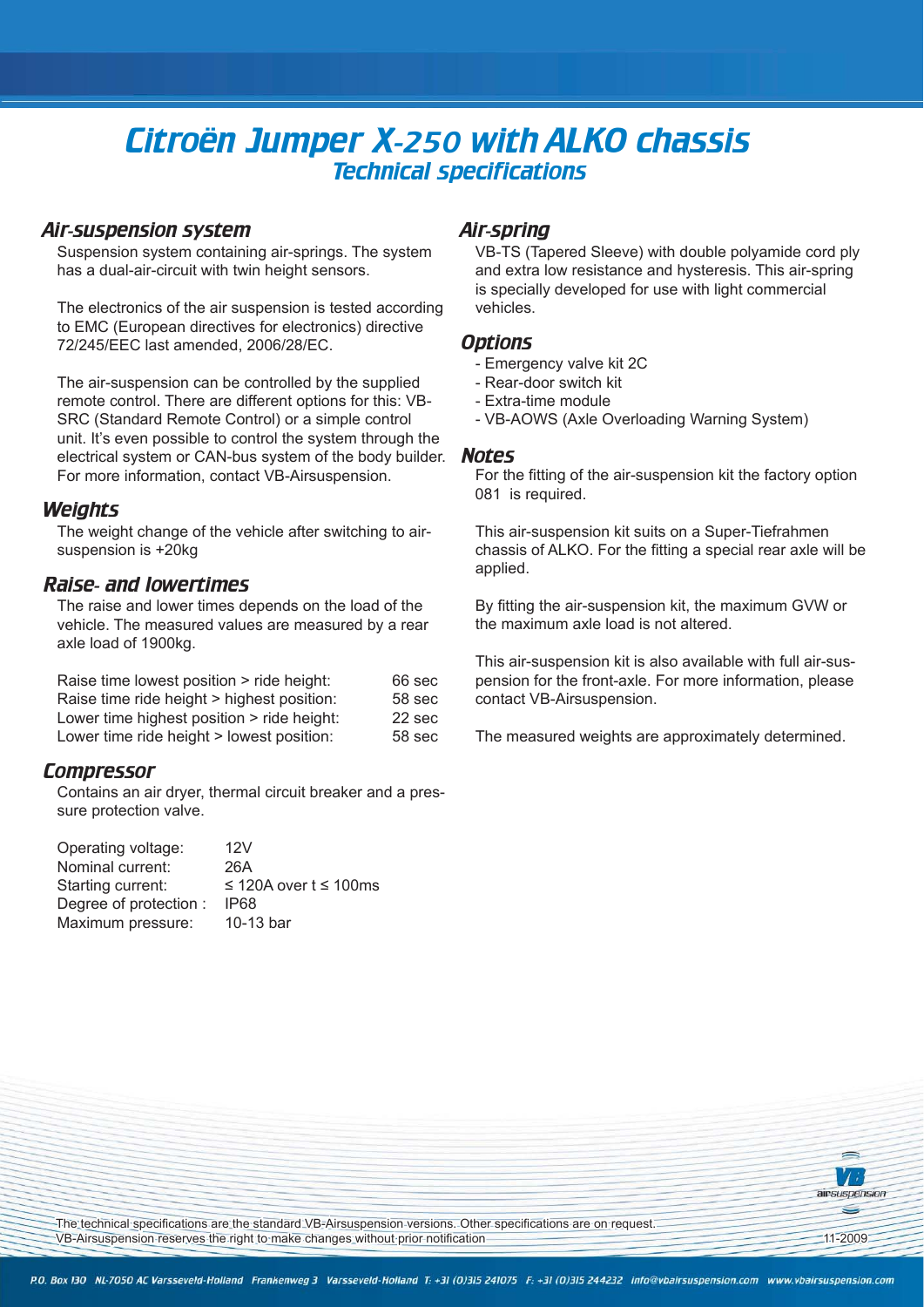# Citroën Jumper X-250 with ALKO chassis

## Technical specifications

### Air-suspension system

Suspension system containing air-springs. The system has a dual-air-circuit with twin height sensors.

The electronics of the air suspension is tested according to EMC (European directives for electronics) directive 72/245/EEC last amended, 2006/28/EC.

The air-suspension can be controlled by the supplied remote control. There are different options for this: VB-SRC (Standard Remote Control) or a simple control unit. It's even possible to control the system through the electrical system or CAN-bus system of the body builder. For more information, contact VB-Airsuspension.

### Weights

The weight change of the vehicle after switching to air-suspension is +20kg

### Raise- and lowertimes

The raise and lower times depends on the load of the vehicle. The measured values are measured by a rear axle load of 1900kg.

| | |
|---|---|
| Raise time lowest position > ride height: | 66 sec |
| Raise time ride height > highest position: | 58 sec |
| Lower time highest position > ride height: | 22 sec |
| Lower time ride height > lowest position: | 58 sec |

### Compressor

Contains an air dryer, thermal circuit breaker and a pressure protection valve.

| | |
|---|---|
| Operating voltage: | 12V |
| Nominal current: | 26A |
| Starting current: | ≤ 120A over t ≤ 100ms |
| Degree of protection : | IP68 |
| Maximum pressure: | 10-13 bar |

### Air-spring

VB-TS (Tapered Sleeve) with double polyamide cord ply and extra low resistance and hysteresis. This air-spring is specially developed for use with light commercial vehicles.

### Options

- Emergency valve kit 2C
- Rear-door switch kit
- Extra-time module
- VB-AOWS (Axle Overloading Warning System)

### Notes

For the fitting of the air-suspension kit the factory option 081 is required.

This air-suspension kit suits on a Super-Tiefrahmen chassis of ALKO. For the fitting a special rear axle will be applied.

By fitting the air-suspension kit, the maximum GVW or the maximum axle load is not altered.

This air-suspension kit is also available with full air-suspension for the front-axle. For more information, please contact VB-Airsuspension.

The measured weights are approximately determined.

The technical specifications are the standard VB-Airsuspension versions. Other specifications are on request.
VB-Airsuspension reserves the right to make changes without prior notification

11-2009

P.O. Box 130 NL-7050 AC Varsseveld-Holland Frankenweg 3 Varsseveld-Holland T: +31 (0)315 241075 F: +31 (0)315 244232 info@vbairsuspension.com www.vbairsuspension.com